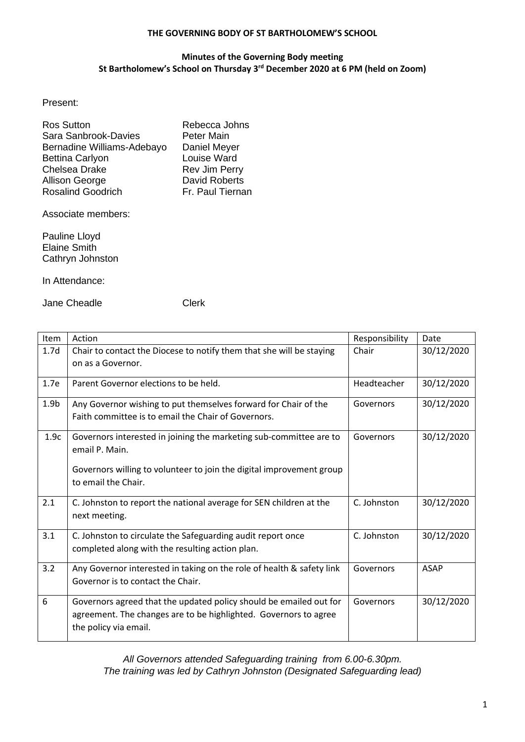**THE GOVERNING BODY OF ST BARTHOLOMEW'S SCHOOL**

**Minutes of the Governing Body meeting**
**St Bartholomew's School on Thursday 3rd December 2020 at 6 PM (held on Zoom)**

Present:

Ros Sutton
Sara Sanbrook-Davies
Bernadine Williams-Adebayo
Bettina Carlyon
Chelsea Drake
Allison George
Rosalind Goodrich
Rebecca Johns
Peter Main
Daniel Meyer
Louise Ward
Rev Jim Perry
David Roberts
Fr. Paul Tiernan

Associate members:

Pauline Lloyd
Elaine Smith
Cathryn Johnston

In Attendance:

Jane Cheadle Clerk

| Item | Action | Responsibility | Date |
|---|---|---|---|
| 1.7d | Chair to contact the Diocese to notify them that she will be staying on as a Governor. | Chair | 30/12/2020 |
| 1.7e | Parent Governor elections to be held. | Headteacher | 30/12/2020 |
| 1.9b | Any Governor wishing to put themselves forward for Chair of the Faith committee is to email the Chair of Governors. | Governors | 30/12/2020 |
| 1.9c | Governors interested in joining the marketing sub-committee are to email P. Main. Governors willing to volunteer to join the digital improvement group to email the Chair. | Governors | 30/12/2020 |
| 2.1 | C. Johnston to report the national average for SEN children at the next meeting. | C. Johnston | 30/12/2020 |
| 3.1 | C. Johnston to circulate the Safeguarding audit report once completed along with the resulting action plan. | C. Johnston | 30/12/2020 |
| 3.2 | Any Governor interested in taking on the role of health & safety link Governor is to contact the Chair. | Governors | ASAP |
| 6 | Governors agreed that the updated policy should be emailed out for agreement. The changes are to be highlighted. Governors to agree the policy via email. | Governors | 30/12/2020 |

*All Governors attended Safeguarding training from 6.00-6.30pm.*
*The training was led by Cathryn Johnston (Designated Safeguarding lead)*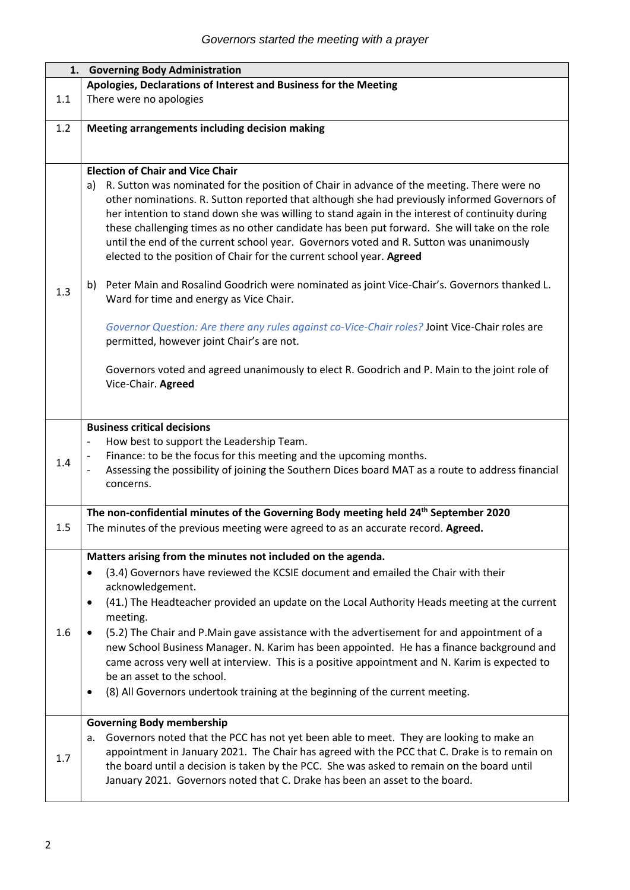*Governors started the meeting with a prayer*

| 1. | Governing Body Administration |
|---|---|
| 1.1 | **Apologies, Declarations of Interest and Business for the Meeting**<br>There were no apologies |
| 1.2 | **Meeting arrangements including decision making** |
| 1.3 | **Election of Chair and Vice Chair**<br>a) R. Sutton was nominated for the position of Chair in advance of the meeting. There were no other nominations. R. Sutton reported that although she had previously informed Governors of her intention to stand down she was willing to stand again in the interest of continuity during these challenging times as no other candidate has been put forward. She will take on the role until the end of the current school year. Governors voted and R. Sutton was unanimously elected to the position of Chair for the current school year. **Agreed**<br><br>b) Peter Main and Rosalind Goodrich were nominated as joint Vice-Chair's. Governors thanked L. Ward for time and energy as Vice Chair.<br><br>*Governor Question: Are there any rules against co-Vice-Chair roles?* Joint Vice-Chair roles are permitted, however joint Chair's are not.<br><br>Governors voted and agreed unanimously to elect R. Goodrich and P. Main to the joint role of Vice-Chair. **Agreed** |
| 1.4 | **Business critical decisions**<br>- How best to support the Leadership Team.<br>- Finance: to be the focus for this meeting and the upcoming months.<br>- Assessing the possibility of joining the Southern Dices board MAT as a route to address financial concerns. |
| 1.5 | **The non-confidential minutes of the Governing Body meeting held 24th September 2020**<br>The minutes of the previous meeting were agreed to as an accurate record. **Agreed.** |
| 1.6 | **Matters arising from the minutes not included on the agenda.**<br>• (3.4) Governors have reviewed the KCSIE document and emailed the Chair with their acknowledgement.<br>• (41.) The Headteacher provided an update on the Local Authority Heads meeting at the current meeting.<br>• (5.2) The Chair and P.Main gave assistance with the advertisement for and appointment of a new School Business Manager. N. Karim has been appointed. He has a finance background and came across very well at interview. This is a positive appointment and N. Karim is expected to be an asset to the school.<br>• (8) All Governors undertook training at the beginning of the current meeting. |
| 1.7 | **Governing Body membership**<br>a. Governors noted that the PCC has not yet been able to meet. They are looking to make an appointment in January 2021. The Chair has agreed with the PCC that C. Drake is to remain on the board until a decision is taken by the PCC. She was asked to remain on the board until January 2021. Governors noted that C. Drake has been an asset to the board. |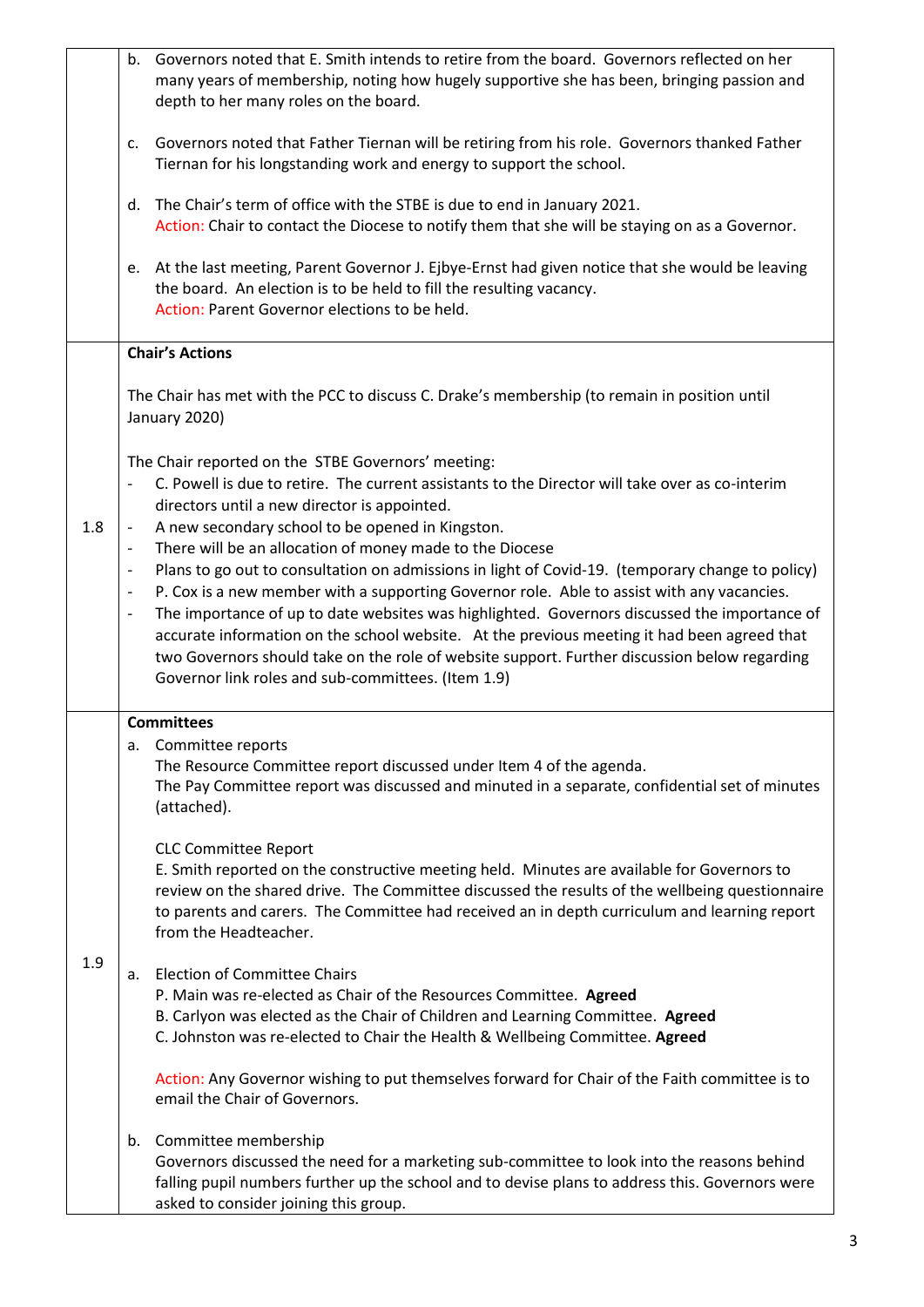|  |  |
|---|---|
|  | b. Governors noted that E. Smith intends to retire from the board. Governors reflected on her many years of membership, noting how hugely supportive she has been, bringing passion and depth to her many roles on the board.<br><br>c. Governors noted that Father Tiernan will be retiring from his role. Governors thanked Father Tiernan for his longstanding work and energy to support the school.<br><br>d. The Chair's term of office with the STBE is due to end in January 2021.<br>Action: Chair to contact the Diocese to notify them that she will be staying on as a Governor.<br><br>e. At the last meeting, Parent Governor J. Ejbye-Ernst had given notice that she would be leaving the board. An election is to be held to fill the resulting vacancy.<br>Action: Parent Governor elections to be held. |
| 1.8 | **Chair's Actions**<br><br>The Chair has met with the PCC to discuss C. Drake's membership (to remain in position until January 2020)<br><br>The Chair reported on the STBE Governors' meeting:<br>- C. Powell is due to retire. The current assistants to the Director will take over as co-interim directors until a new director is appointed.<br>- A new secondary school to be opened in Kingston.<br>- There will be an allocation of money made to the Diocese<br>- Plans to go out to consultation on admissions in light of Covid-19. (temporary change to policy)<br>- P. Cox is a new member with a supporting Governor role. Able to assist with any vacancies.<br>- The importance of up to date websites was highlighted. Governors discussed the importance of accurate information on the school website. At the previous meeting it had been agreed that two Governors should take on the role of website support. Further discussion below regarding Governor link roles and sub-committees. (Item 1.9) |
| 1.9 | **Committees**<br>a. Committee reports<br>The Resource Committee report discussed under Item 4 of the agenda.<br>The Pay Committee report was discussed and minuted in a separate, confidential set of minutes (attached).<br><br>CLC Committee Report<br>E. Smith reported on the constructive meeting held. Minutes are available for Governors to review on the shared drive. The Committee discussed the results of the wellbeing questionnaire to parents and carers. The Committee had received an in depth curriculum and learning report from the Headteacher.<br><br>a. Election of Committee Chairs<br>P. Main was re-elected as Chair of the Resources Committee. **Agreed**<br>B. Carlyon was elected as the Chair of Children and Learning Committee. **Agreed**<br>C. Johnston was re-elected to Chair the Health & Wellbeing Committee. **Agreed**<br><br>Action: Any Governor wishing to put themselves forward for Chair of the Faith committee is to email the Chair of Governors.<br><br>b. Committee membership<br>Governors discussed the need for a marketing sub-committee to look into the reasons behind falling pupil numbers further up the school and to devise plans to address this. Governors were asked to consider joining this group. |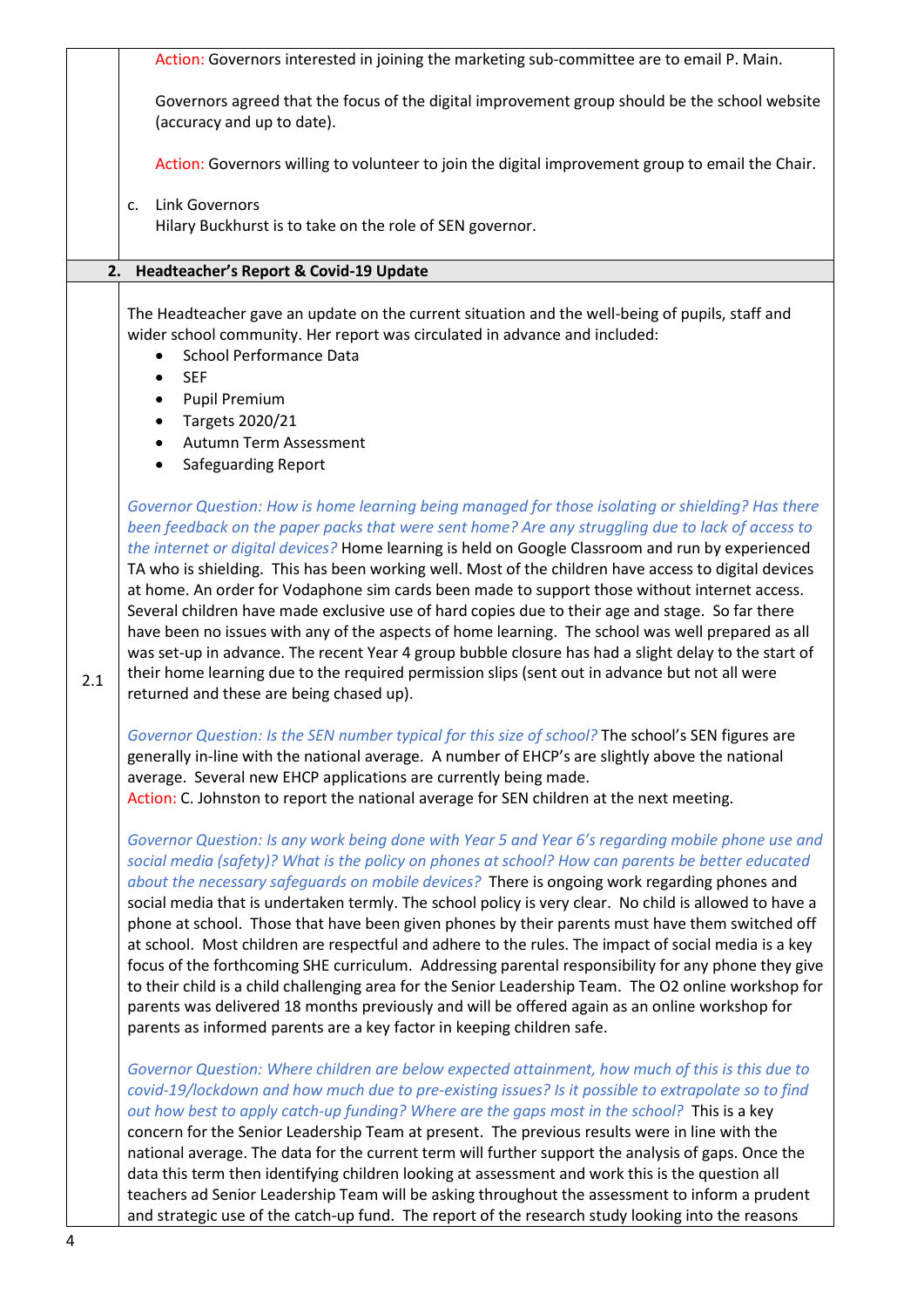Action: Governors interested in joining the marketing sub-committee are to email P. Main.

Governors agreed that the focus of the digital improvement group should be the school website (accuracy and up to date).

Action: Governors willing to volunteer to join the digital improvement group to email the Chair.

c. Link Governors
Hilary Buckhurst is to take on the role of SEN governor.

## 2. Headteacher's Report & Covid-19 Update

**2.1**

The Headteacher gave an update on the current situation and the well-being of pupils, staff and wider school community. Her report was circulated in advance and included:

- School Performance Data
- SEF
- Pupil Premium
- Targets 2020/21
- Autumn Term Assessment
- Safeguarding Report

*Governor Question: How is home learning being managed for those isolating or shielding? Has there been feedback on the paper packs that were sent home? Are any struggling due to lack of access to the internet or digital devices?* Home learning is held on Google Classroom and run by experienced TA who is shielding. This has been working well. Most of the children have access to digital devices at home. An order for Vodaphone sim cards been made to support those without internet access. Several children have made exclusive use of hard copies due to their age and stage. So far there have been no issues with any of the aspects of home learning. The school was well prepared as all was set-up in advance. The recent Year 4 group bubble closure has had a slight delay to the start of their home learning due to the required permission slips (sent out in advance but not all were returned and these are being chased up).

*Governor Question: Is the SEN number typical for this size of school?* The school's SEN figures are generally in-line with the national average. A number of EHCP's are slightly above the national average. Several new EHCP applications are currently being made.
Action: C. Johnston to report the national average for SEN children at the next meeting.

*Governor Question: Is any work being done with Year 5 and Year 6's regarding mobile phone use and social media (safety)? What is the policy on phones at school? How can parents be better educated about the necessary safeguards on mobile devices?* There is ongoing work regarding phones and social media that is undertaken termly. The school policy is very clear. No child is allowed to have a phone at school. Those that have been given phones by their parents must have them switched off at school. Most children are respectful and adhere to the rules. The impact of social media is a key focus of the forthcoming SHE curriculum. Addressing parental responsibility for any phone they give to their child is a child challenging area for the Senior Leadership Team. The O2 online workshop for parents was delivered 18 months previously and will be offered again as an online workshop for parents as informed parents are a key factor in keeping children safe.

*Governor Question: Where children are below expected attainment, how much of this is this due to covid-19/lockdown and how much due to pre-existing issues? Is it possible to extrapolate so to find out how best to apply catch-up funding? Where are the gaps most in the school?* This is a key concern for the Senior Leadership Team at present. The previous results were in line with the national average. The data for the current term will further support the analysis of gaps. Once the data this term then identifying children looking at assessment and work this is the question all teachers ad Senior Leadership Team will be asking throughout the assessment to inform a prudent and strategic use of the catch-up fund. The report of the research study looking into the reasons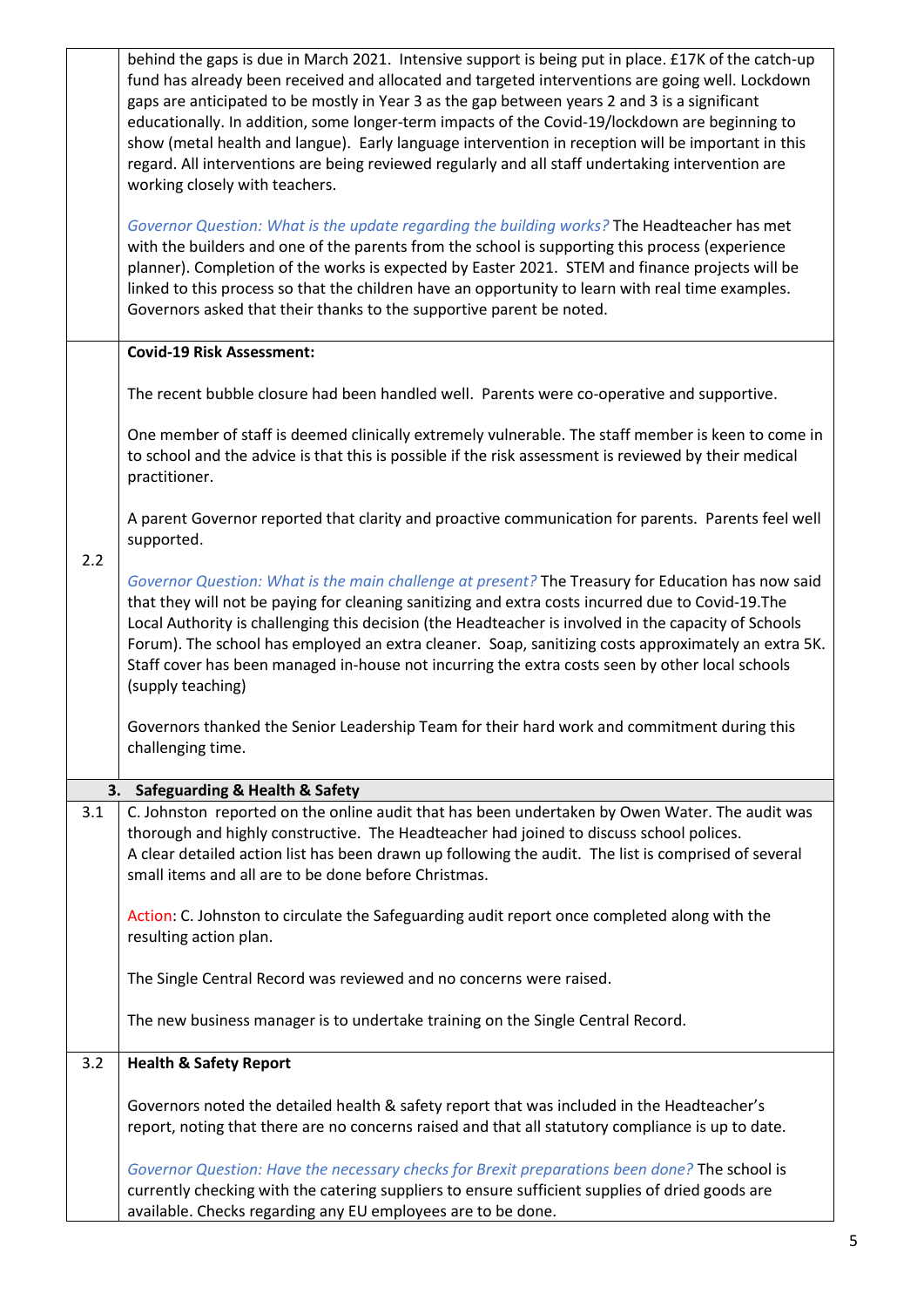| | |
|---|---|
| | behind the gaps is due in March 2021. Intensive support is being put in place. £17K of the catch-up fund has already been received and allocated and targeted interventions are going well. Lockdown gaps are anticipated to be mostly in Year 3 as the gap between years 2 and 3 is a significant educationally. In addition, some longer-term impacts of the Covid-19/lockdown are beginning to show (metal health and langue). Early language intervention in reception will be important in this regard. All interventions are being reviewed regularly and all staff undertaking intervention are working closely with teachers.<br><br>*Governor Question: What is the update regarding the building works?* The Headteacher has met with the builders and one of the parents from the school is supporting this process (experience planner). Completion of the works is expected by Easter 2021. STEM and finance projects will be linked to this process so that the children have an opportunity to learn with real time examples. Governors asked that their thanks to the supportive parent be noted. |
| 2.2 | **Covid-19 Risk Assessment:**<br><br>The recent bubble closure had been handled well. Parents were co-operative and supportive.<br><br>One member of staff is deemed clinically extremely vulnerable. The staff member is keen to come in to school and the advice is that this is possible if the risk assessment is reviewed by their medical practitioner.<br><br>A parent Governor reported that clarity and proactive communication for parents. Parents feel well supported.<br><br>*Governor Question: What is the main challenge at present?* The Treasury for Education has now said that they will not be paying for cleaning sanitizing and extra costs incurred due to Covid-19.The Local Authority is challenging this decision (the Headteacher is involved in the capacity of Schools Forum). The school has employed an extra cleaner. Soap, sanitizing costs approximately an extra 5K. Staff cover has been managed in-house not incurring the extra costs seen by other local schools (supply teaching)<br><br>Governors thanked the Senior Leadership Team for their hard work and commitment during this challenging time. |
| **3.** | **Safeguarding & Health & Safety** |
| 3.1 | C. Johnston reported on the online audit that has been undertaken by Owen Water. The audit was thorough and highly constructive. The Headteacher had joined to discuss school polices.<br>A clear detailed action list has been drawn up following the audit. The list is comprised of several small items and all are to be done before Christmas.<br><br>Action: C. Johnston to circulate the Safeguarding audit report once completed along with the resulting action plan.<br><br>The Single Central Record was reviewed and no concerns were raised.<br><br>The new business manager is to undertake training on the Single Central Record. |
| 3.2 | **Health & Safety Report**<br><br>Governors noted the detailed health & safety report that was included in the Headteacher's report, noting that there are no concerns raised and that all statutory compliance is up to date.<br><br>*Governor Question: Have the necessary checks for Brexit preparations been done?* The school is currently checking with the catering suppliers to ensure sufficient supplies of dried goods are available. Checks regarding any EU employees are to be done. |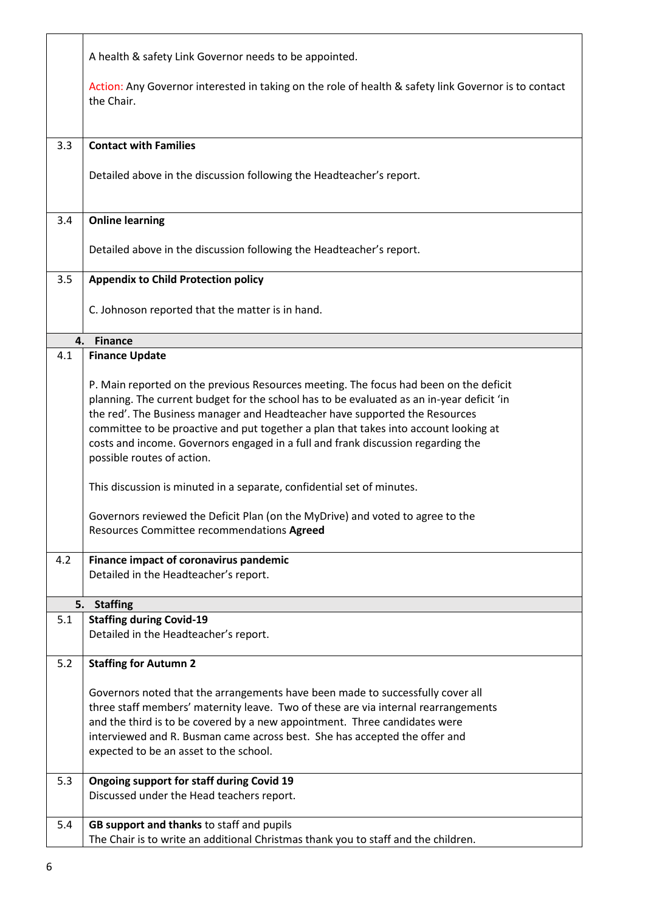| | |
|---|---|
| | A health & safety Link Governor needs to be appointed.<br><br>Action: Any Governor interested in taking on the role of health & safety link Governor is to contact the Chair. |
| 3.3 | **Contact with Families**<br><br>Detailed above in the discussion following the Headteacher's report. |
| 3.4 | **Online learning**<br><br>Detailed above in the discussion following the Headteacher's report. |
| 3.5 | **Appendix to Child Protection policy**<br><br>C. Johnoson reported that the matter is in hand. |
| **4.** | **Finance** |
| 4.1 | **Finance Update**<br><br>P. Main reported on the previous Resources meeting. The focus had been on the deficit planning. The current budget for the school has to be evaluated as an in-year deficit 'in the red'. The Business manager and Headteacher have supported the Resources committee to be proactive and put together a plan that takes into account looking at costs and income. Governors engaged in a full and frank discussion regarding the possible routes of action.<br><br>This discussion is minuted in a separate, confidential set of minutes.<br><br>Governors reviewed the Deficit Plan (on the MyDrive) and voted to agree to the Resources Committee recommendations **Agreed** |
| 4.2 | **Finance impact of coronavirus pandemic**<br>Detailed in the Headteacher's report. |
| **5.** | **Staffing** |
| 5.1 | **Staffing during Covid-19**<br>Detailed in the Headteacher's report. |
| 5.2 | **Staffing for Autumn 2**<br><br>Governors noted that the arrangements have been made to successfully cover all three staff members' maternity leave. Two of these are via internal rearrangements and the third is to be covered by a new appointment. Three candidates were interviewed and R. Busman came across best. She has accepted the offer and expected to be an asset to the school. |
| 5.3 | **Ongoing support for staff during Covid 19**<br>Discussed under the Head teachers report. |
| 5.4 | **GB support and thanks** to staff and pupils<br>The Chair is to write an additional Christmas thank you to staff and the children. |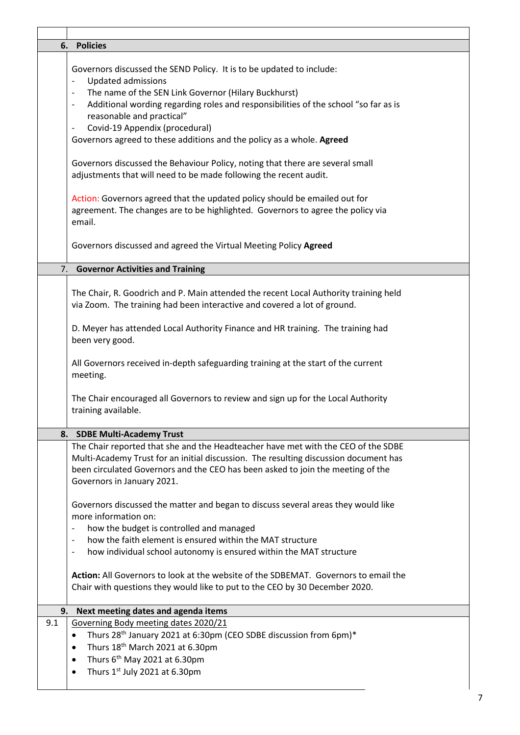## 6. Policies

Governors discussed the SEND Policy. It is to be updated to include:

- Updated admissions
- The name of the SEN Link Governor (Hilary Buckhurst)
- Additional wording regarding roles and responsibilities of the school "so far as is reasonable and practical"
- Covid-19 Appendix (procedural)

Governors agreed to these additions and the policy as a whole. **Agreed**

Governors discussed the Behaviour Policy, noting that there are several small adjustments that will need to be made following the recent audit.

Action: Governors agreed that the updated policy should be emailed out for agreement. The changes are to be highlighted. Governors to agree the policy via email.

Governors discussed and agreed the Virtual Meeting Policy **Agreed**

## 7. Governor Activities and Training

The Chair, R. Goodrich and P. Main attended the recent Local Authority training held via Zoom. The training had been interactive and covered a lot of ground.

D. Meyer has attended Local Authority Finance and HR training. The training had been very good.

All Governors received in-depth safeguarding training at the start of the current meeting.

The Chair encouraged all Governors to review and sign up for the Local Authority training available.

## 8. SDBE Multi-Academy Trust

The Chair reported that she and the Headteacher have met with the CEO of the SDBE Multi-Academy Trust for an initial discussion. The resulting discussion document has been circulated Governors and the CEO has been asked to join the meeting of the Governors in January 2021.

Governors discussed the matter and began to discuss several areas they would like more information on:

- how the budget is controlled and managed
- how the faith element is ensured within the MAT structure
- how individual school autonomy is ensured within the MAT structure

**Action:** All Governors to look at the website of the SDBEMAT. Governors to email the Chair with questions they would like to put to the CEO by 30 December 2020.

## 9. Next meeting dates and agenda items

9.1 Governing Body meeting dates 2020/21

- Thurs 28th January 2021 at 6:30pm (CEO SDBE discussion from 6pm)*
- Thurs 18th March 2021 at 6.30pm
- Thurs 6th May 2021 at 6.30pm
- Thurs 1st July 2021 at 6.30pm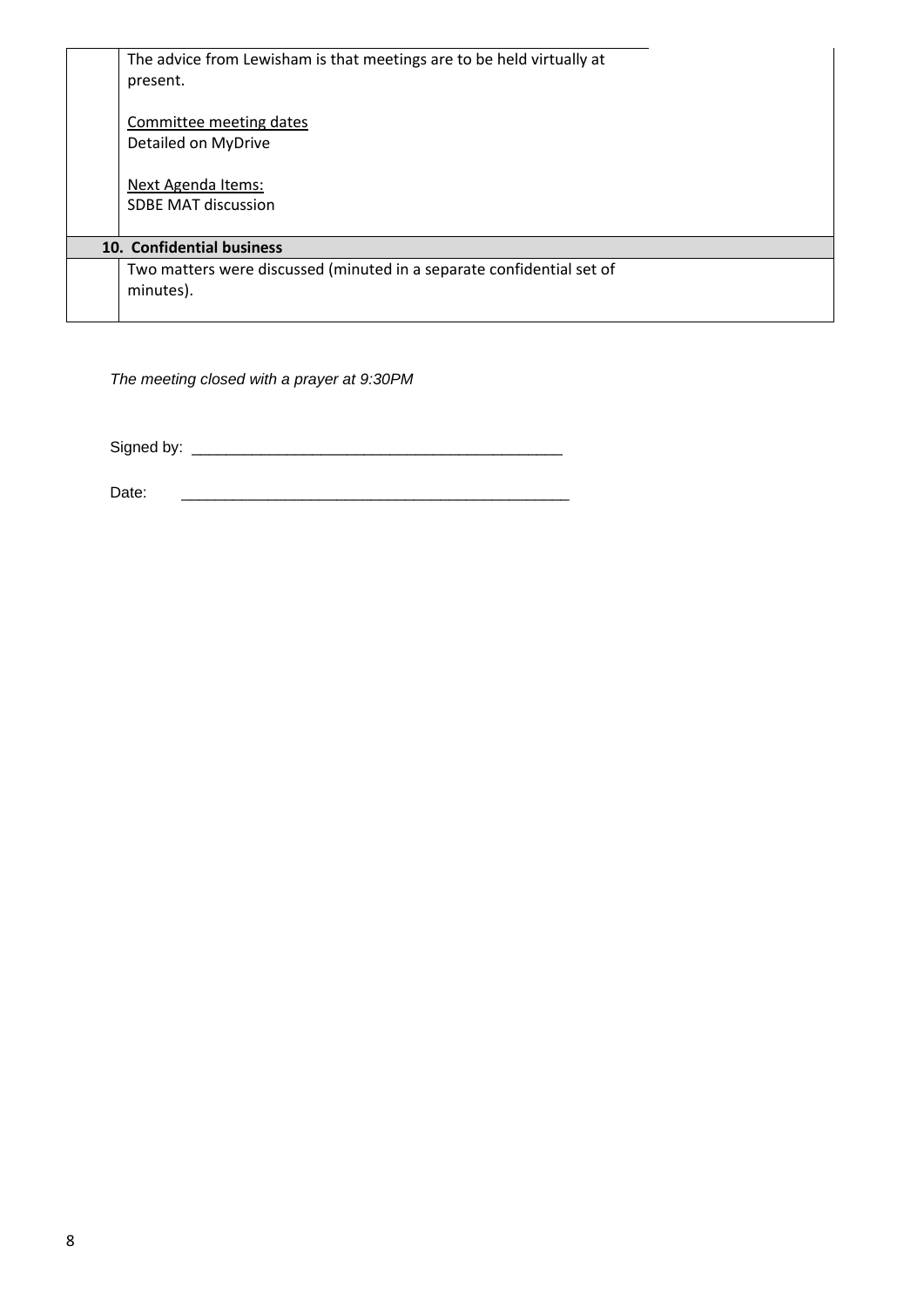| | |
|---|---|
| | The advice from Lewisham is that meetings are to be held virtually at present.<br><br>Committee meeting dates<br>Detailed on MyDrive<br><br>Next Agenda Items:<br>SDBE MAT discussion |
| **10. Confidential business** | |
| | Two matters were discussed (minuted in a separate confidential set of minutes). |

*The meeting closed with a prayer at 9:30PM*

Signed by: ____________________________________________

Date: ______________________________________________